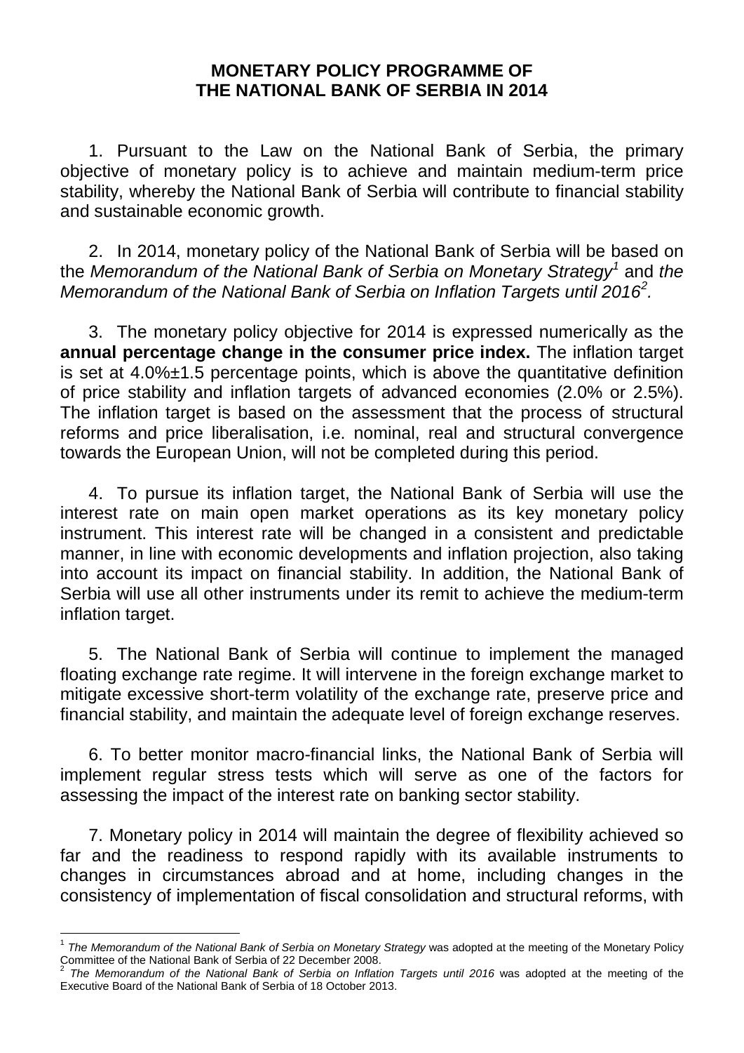# MONETARY POLICY PROGRAMME OF THE NATIONAL BANK OF SERBIA IN 2014

1. Pursuant to the Law on the National Bank of Serbia, the primary objective of monetary policy is to achieve and maintain medium-term price stability, whereby the National Bank of Serbia will contribute to financial stability and sustainable economic growth.

2. In 2014, monetary policy of the National Bank of Serbia will be based on the *Memorandum of the National Bank of Serbia on Monetary Strategy*[1] and *the Memorandum of the National Bank of Serbia on Inflation Targets until 2016*[2].

3. The monetary policy objective for 2014 is expressed numerically as the **annual percentage change in the consumer price index.** The inflation target is set at 4.0%±1.5 percentage points, which is above the quantitative definition of price stability and inflation targets of advanced economies (2.0% or 2.5%). The inflation target is based on the assessment that the process of structural reforms and price liberalisation, i.e. nominal, real and structural convergence towards the European Union, will not be completed during this period.

4. To pursue its inflation target, the National Bank of Serbia will use the interest rate on main open market operations as its key monetary policy instrument. This interest rate will be changed in a consistent and predictable manner, in line with economic developments and inflation projection, also taking into account its impact on financial stability. In addition, the National Bank of Serbia will use all other instruments under its remit to achieve the medium-term inflation target.

5. The National Bank of Serbia will continue to implement the managed floating exchange rate regime. It will intervene in the foreign exchange market to mitigate excessive short-term volatility of the exchange rate, preserve price and financial stability, and maintain the adequate level of foreign exchange reserves.

6. To better monitor macro-financial links, the National Bank of Serbia will implement regular stress tests which will serve as one of the factors for assessing the impact of the interest rate on banking sector stability.

7. Monetary policy in 2014 will maintain the degree of flexibility achieved so far and the readiness to respond rapidly with its available instruments to changes in circumstances abroad and at home, including changes in the consistency of implementation of fiscal consolidation and structural reforms, with

---

[1] *The Memorandum of the National Bank of Serbia on Monetary Strategy* was adopted at the meeting of the Monetary Policy Committee of the National Bank of Serbia of 22 December 2008.

[2] *The Memorandum of the National Bank of Serbia on Inflation Targets until 2016* was adopted at the meeting of the Executive Board of the National Bank of Serbia of 18 October 2013.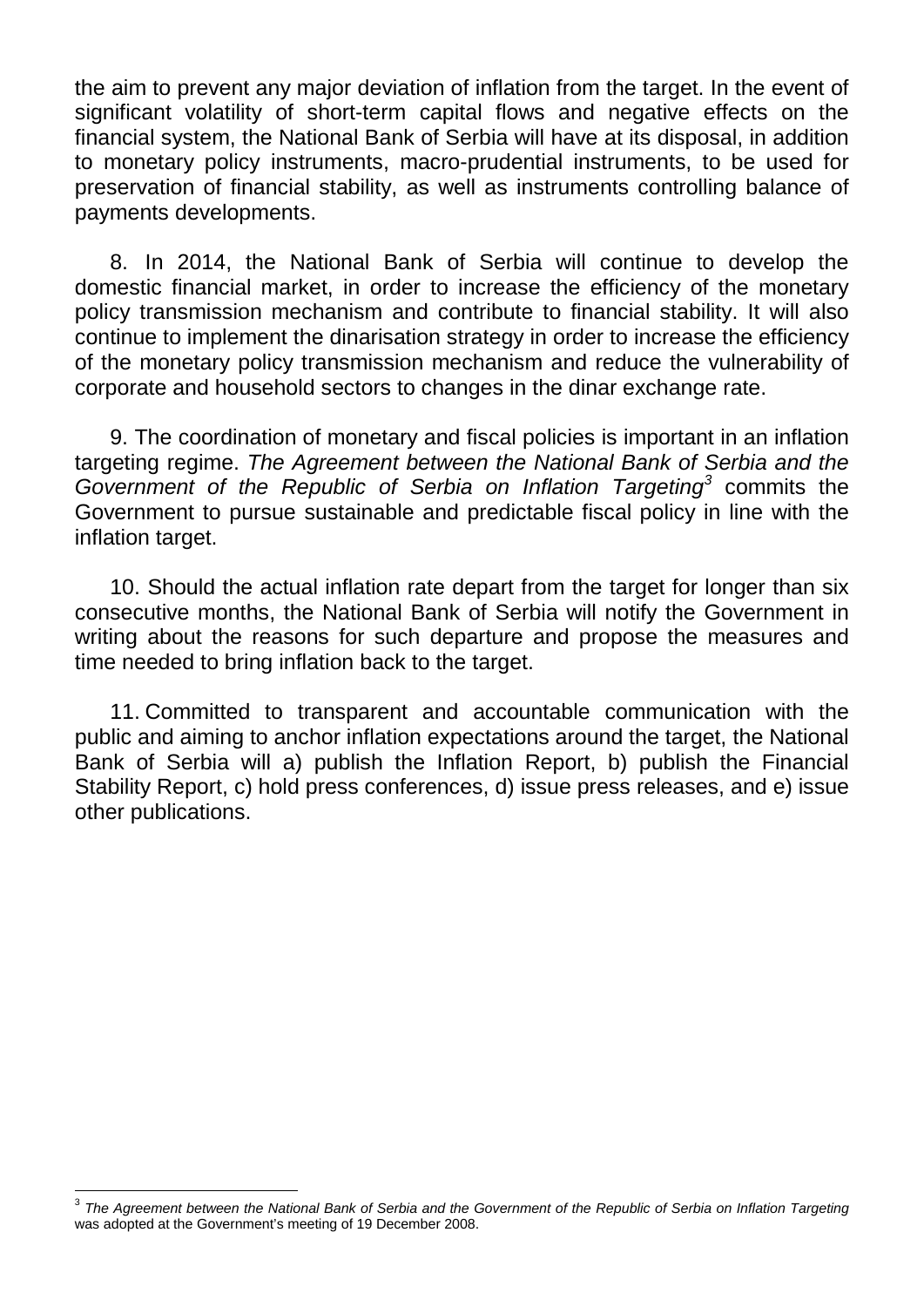the aim to prevent any major deviation of inflation from the target. In the event of significant volatility of short-term capital flows and negative effects on the financial system, the National Bank of Serbia will have at its disposal, in addition to monetary policy instruments, macro-prudential instruments, to be used for preservation of financial stability, as well as instruments controlling balance of payments developments.

8. In 2014, the National Bank of Serbia will continue to develop the domestic financial market, in order to increase the efficiency of the monetary policy transmission mechanism and contribute to financial stability. It will also continue to implement the dinarisation strategy in order to increase the efficiency of the monetary policy transmission mechanism and reduce the vulnerability of corporate and household sectors to changes in the dinar exchange rate.

9. The coordination of monetary and fiscal policies is important in an inflation targeting regime. *The Agreement between the National Bank of Serbia and the Government of the Republic of Serbia on Inflation Targeting*[3] commits the Government to pursue sustainable and predictable fiscal policy in line with the inflation target.

10. Should the actual inflation rate depart from the target for longer than six consecutive months, the National Bank of Serbia will notify the Government in writing about the reasons for such departure and propose the measures and time needed to bring inflation back to the target.

11. Committed to transparent and accountable communication with the public and aiming to anchor inflation expectations around the target, the National Bank of Serbia will a) publish the Inflation Report, b) publish the Financial Stability Report, c) hold press conferences, d) issue press releases, and e) issue other publications.

---

[3] *The Agreement between the National Bank of Serbia and the Government of the Republic of Serbia on Inflation Targeting* was adopted at the Government's meeting of 19 December 2008.